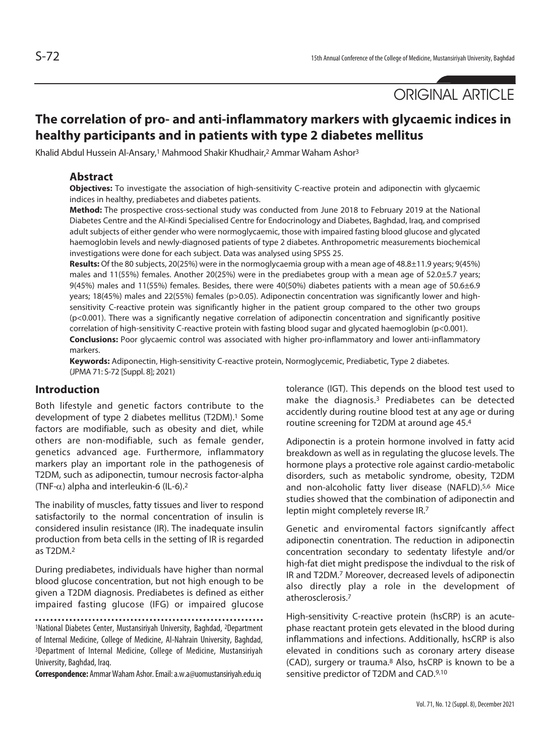ORIGINAL ARTICLE

# The correlation of pro- and anti-inflammatory markers with glycaemic indices in healthy participants and in patients with type 2 diabetes mellitus

Khalid Abdul Hussein Al-Ansary,[1] Mahmood Shakir Khudhair,[2] Ammar Waham Ashor[3]

## Abstract

**Objectives:** To investigate the association of high-sensitivity C-reactive protein and adiponectin with glycaemic indices in healthy, prediabetes and diabetes patients.

**Method:** The prospective cross-sectional study was conducted from June 2018 to February 2019 at the National Diabetes Centre and the Al-Kindi Specialised Centre for Endocrinology and Diabetes, Baghdad, Iraq, and comprised adult subjects of either gender who were normoglycaemic, those with impaired fasting blood glucose and glycated haemoglobin levels and newly-diagnosed patients of type 2 diabetes. Anthropometric measurements biochemical investigations were done for each subject. Data was analysed using SPSS 25.

**Results:** Of the 80 subjects, 20(25%) were in the normoglycaemia group with a mean age of 48.8±11.9 years; 9(45%) males and 11(55%) females. Another 20(25%) were in the prediabetes group with a mean age of 52.0±5.7 years; 9(45%) males and 11(55%) females. Besides, there were 40(50%) diabetes patients with a mean age of 50.6±6.9 years; 18(45%) males and 22(55%) females ($p>0.05$). Adiponectin concentration was significantly lower and high-sensitivity C-reactive protein was significantly higher in the patient group compared to the other two groups ($p<0.001$). There was a significantly negative correlation of adiponectin concentration and significantly positive correlation of high-sensitivity C-reactive protein with fasting blood sugar and glycated haemoglobin ($p<0.001$).

**Conclusions:** Poor glycaemic control was associated with higher pro-inflammatory and lower anti-inflammatory markers.

**Keywords:** Adiponectin, High-sensitivity C-reactive protein, Normoglycemic, Prediabetic, Type 2 diabetes.

(JPMA 71: S-72 [Suppl. 8]; 2021)

## Introduction

Both lifestyle and genetic factors contribute to the development of type 2 diabetes mellitus (T2DM).[1] Some factors are modifiable, such as obesity and diet, while others are non-modifiable, such as female gender, genetics advanced age. Furthermore, inflammatory markers play an important role in the pathogenesis of T2DM, such as adiponectin, tumour necrosis factor-alpha (TNF-$\alpha$) alpha and interleukin-6 (IL-6).[2]

The inability of muscles, fatty tissues and liver to respond satisfactorily to the normal concentration of insulin is considered insulin resistance (IR). The inadequate insulin production from beta cells in the setting of IR is regarded as T2DM.[2]

During prediabetes, individuals have higher than normal blood glucose concentration, but not high enough to be given a T2DM diagnosis. Prediabetes is defined as either impaired fasting glucose (IFG) or impaired glucose tolerance (IGT). This depends on the blood test used to make the diagnosis.[3] Prediabetes can be detected accidently during routine blood test at any age or during routine screening for T2DM at around age 45.[4]

Adiponectin is a protein hormone involved in fatty acid breakdown as well as in regulating the glucose levels. The hormone plays a protective role against cardio-metabolic disorders, such as metabolic syndrome, obesity, T2DM and non-alcoholic fatty liver disease (NAFLD).[5,6] Mice studies showed that the combination of adiponectin and leptin might completely reverse IR.[7]

Genetic and enviromental factors signifcantly affect adiponectin conentration. The reduction in adiponectin concentration secondary to sedentaty lifestyle and/or high-fat diet might predispose the indivdual to the risk of IR and T2DM.[7] Moreover, decreased levels of adiponectin also directly play a role in the development of atherosclerosis.[7]

High-sensitivity C-reactive protein (hsCRP) is an acute-phase reactant protein gets elevated in the blood during inflammations and infections. Additionally, hsCRP is also elevated in conditions such as coronary artery disease (CAD), surgery or trauma.[8] Also, hsCRP is known to be a sensitive predictor of T2DM and CAD.[9,10]

---

[1]National Diabetes Center, Mustansiriyah University, Baghdad, [2]Department of Internal Medicine, College of Medicine, Al-Nahrain University, Baghdad, [3]Department of Internal Medicine, College of Medicine, Mustansiriyah University, Baghdad, Iraq.

**Correspondence:** Ammar Waham Ashor. Email: a.w.a@uomustansiriyah.edu.iq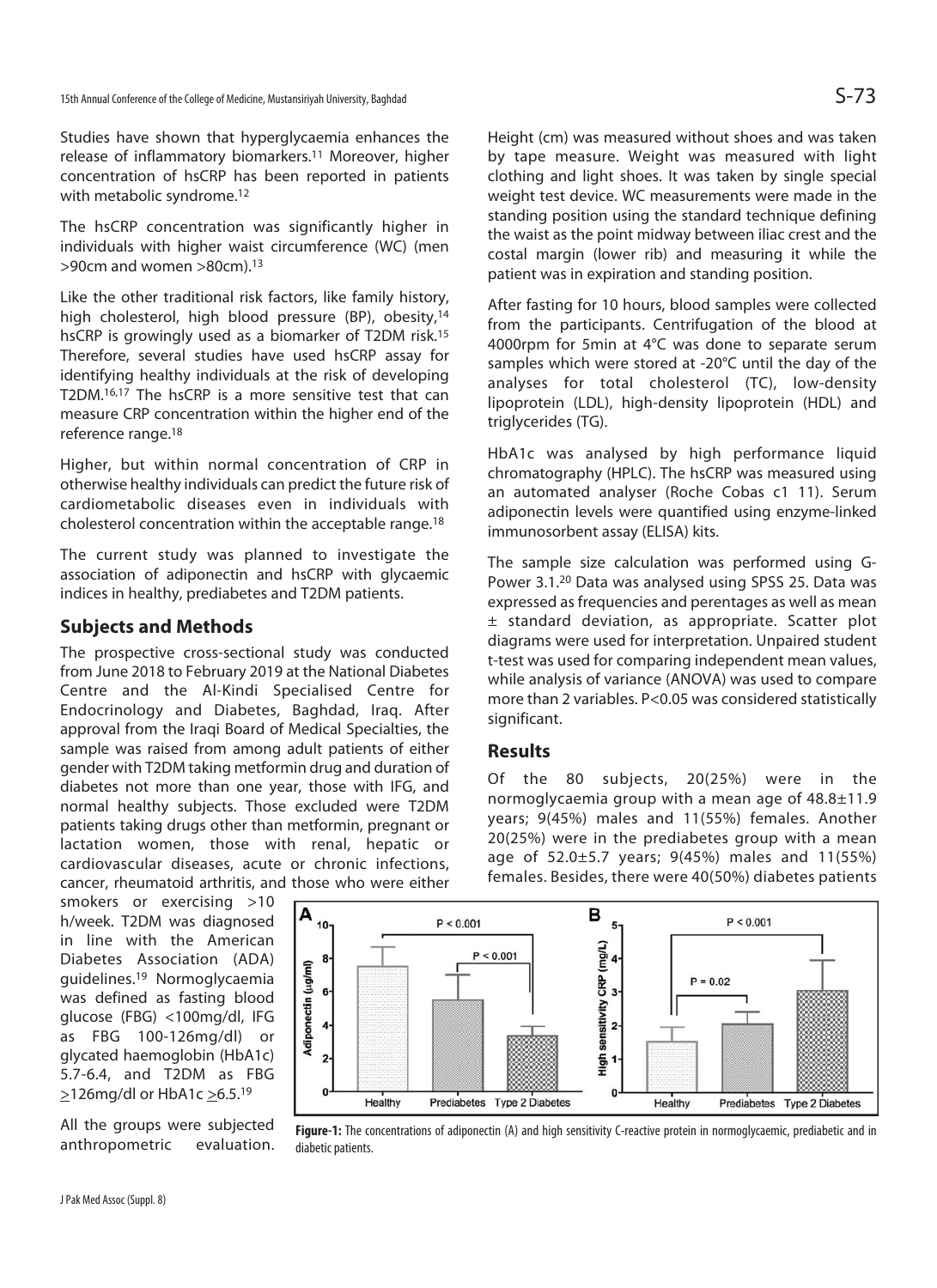Studies have shown that hyperglycaemia enhances the release of inflammatory biomarkers.[11] Moreover, higher concentration of hsCRP has been reported in patients with metabolic syndrome.[12]

The hsCRP concentration was significantly higher in individuals with higher waist circumference (WC) (men >90cm and women >80cm).[13]

Like the other traditional risk factors, like family history, high cholesterol, high blood pressure (BP), obesity,[14] hsCRP is growingly used as a biomarker of T2DM risk.[15] Therefore, several studies have used hsCRP assay for identifying healthy individuals at the risk of developing T2DM.[16,17] The hsCRP is a more sensitive test that can measure CRP concentration within the higher end of the reference range.[18]

Higher, but within normal concentration of CRP in otherwise healthy individuals can predict the future risk of cardiometabolic diseases even in individuals with cholesterol concentration within the acceptable range.[18]

The current study was planned to investigate the association of adiponectin and hsCRP with glycaemic indices in healthy, prediabetes and T2DM patients.

## Subjects and Methods

The prospective cross-sectional study was conducted from June 2018 to February 2019 at the National Diabetes Centre and the Al-Kindi Specialised Centre for Endocrinology and Diabetes, Baghdad, Iraq. After approval from the Iraqi Board of Medical Specialties, the sample was raised from among adult patients of either gender with T2DM taking metformin drug and duration of diabetes not more than one year, those with IFG, and normal healthy subjects. Those excluded were T2DM patients taking drugs other than metformin, pregnant or lactation women, those with renal, hepatic or cardiovascular diseases, acute or chronic infections, cancer, rheumatoid arthritis, and those who were either smokers or exercising >10 h/week. T2DM was diagnosed in line with the American Diabetes Association (ADA) guidelines.[19] Normoglycaemia was defined as fasting blood glucose (FBG) <100mg/dl, IFG as FBG 100-126mg/dl) or glycated haemoglobin (HbA1c) 5.7-6.4, and T2DM as FBG ≥126mg/dl or HbA1c ≥6.5.[19]

All the groups were subjected anthropometric evaluation. Height (cm) was measured without shoes and was taken by tape measure. Weight was measured with light clothing and light shoes. It was taken by single special weight test device. WC measurements were made in the standing position using the standard technique defining the waist as the point midway between iliac crest and the costal margin (lower rib) and measuring it while the patient was in expiration and standing position.

After fasting for 10 hours, blood samples were collected from the participants. Centrifugation of the blood at 4000rpm for 5min at 4°C was done to separate serum samples which were stored at -20°C until the day of the analyses for total cholesterol (TC), low-density lipoprotein (LDL), high-density lipoprotein (HDL) and triglycerides (TG).

HbA1c was analysed by high performance liquid chromatography (HPLC). The hsCRP was measured using an automated analyser (Roche Cobas c1 11). Serum adiponectin levels were quantified using enzyme-linked immunosorbent assay (ELISA) kits.

The sample size calculation was performed using G-Power 3.1.[20] Data was analysed using SPSS 25. Data was expressed as frequencies and perentages as well as mean ± standard deviation, as appropriate. Scatter plot diagrams were used for interpretation. Unpaired student t-test was used for comparing independent mean values, while analysis of variance (ANOVA) was used to compare more than 2 variables. $P<0.05$ was considered statistically significant.

## Results

Of the 80 subjects, 20(25%) were in the normoglycaemia group with a mean age of 48.8±11.9 years; 9(45%) males and 11(55%) females. Another 20(25%) were in the prediabetes group with a mean age of 52.0±5.7 years; 9(45%) males and 11(55%) females. Besides, there were 40(50%) diabetes patients

**Figure-1:** The concentrations of adiponectin (A) and high sensitivity C-reactive protein in normoglycaemic, prediabetic and in diabetic patients.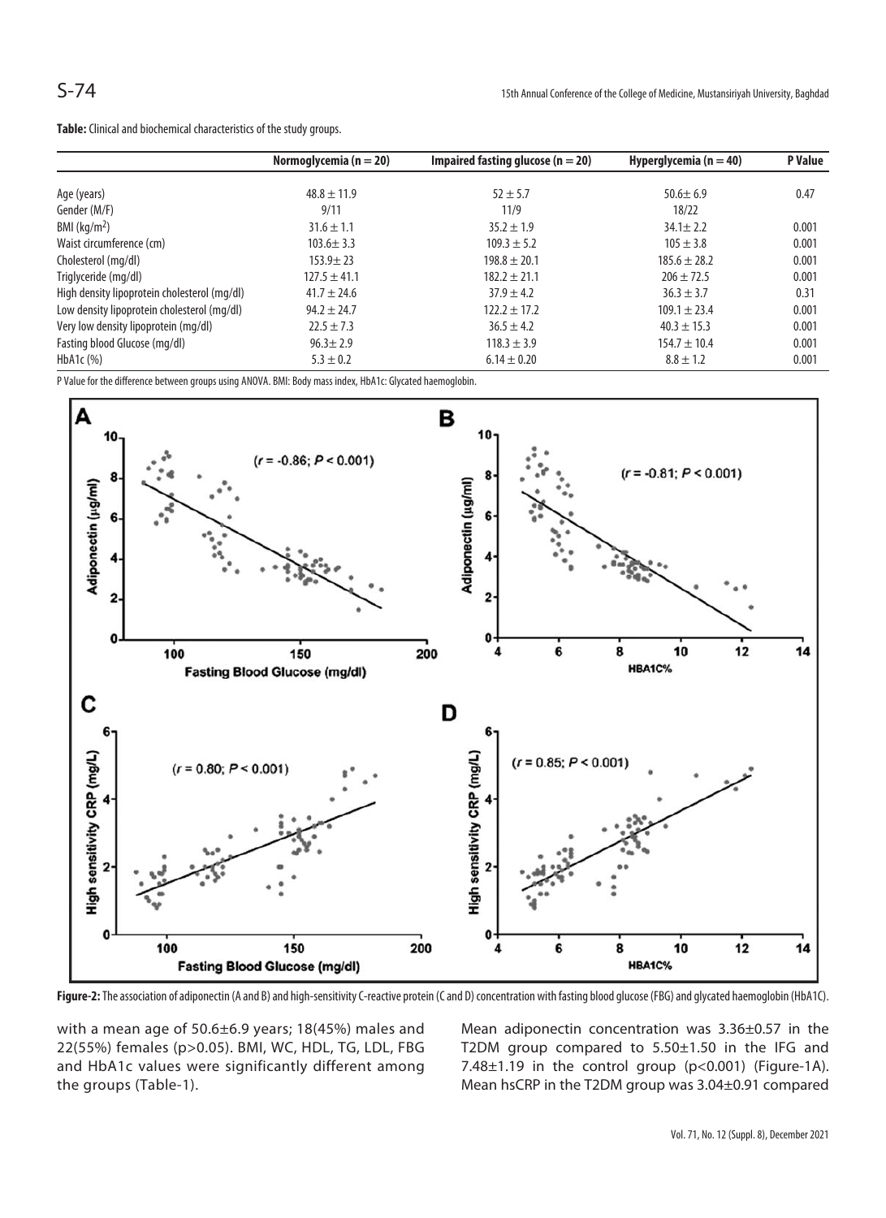**Table:** Clinical and biochemical characteristics of the study groups.

| | Normoglycemia (n = 20) | Impaired fasting glucose (n = 20) | Hyperglycemia (n = 40) | P Value |
|---|---|---|---|---|
| Age (years) | 48.8 ± 11.9 | 52 ± 5.7 | 50.6± 6.9 | 0.47 |
| Gender (M/F) | 9/11 | 11/9 | 18/22 | |
| BMI (kg/m$^2$) | 31.6 ± 1.1 | 35.2 ± 1.9 | 34.1± 2.2 | 0.001 |
| Waist circumference (cm) | 103.6± 3.3 | 109.3 ± 5.2 | 105 ± 3.8 | 0.001 |
| Cholesterol (mg/dl) | 153.9± 23 | 198.8 ± 20.1 | 185.6 ± 28.2 | 0.001 |
| Triglyceride (mg/dl) | 127.5 ± 41.1 | 182.2 ± 21.1 | 206 ± 72.5 | 0.001 |
| High density lipoprotein cholesterol (mg/dl) | 41.7 ± 24.6 | 37.9 ± 4.2 | 36.3 ± 3.7 | 0.31 |
| Low density lipoprotein cholesterol (mg/dl) | 94.2 ± 24.7 | 122.2 ± 17.2 | 109.1 ± 23.4 | 0.001 |
| Very low density lipoprotein (mg/dl) | 22.5 ± 7.3 | 36.5 ± 4.2 | 40.3 ± 15.3 | 0.001 |
| Fasting blood Glucose (mg/dl) | 96.3± 2.9 | 118.3 ± 3.9 | 154.7 ± 10.4 | 0.001 |
| HbA1c (%) | 5.3 ± 0.2 | 6.14 ± 0.20 | 8.8 ± 1.2 | 0.001 |

P Value for the difference between groups using ANOVA. BMI: Body mass index, HbA1c: Glycated haemoglobin.

**Figure-2:** The association of adiponectin (A and B) and high-sensitivity C-reactive protein (C and D) concentration with fasting blood glucose (FBG) and glycated haemoglobin (HbA1C).

with a mean age of 50.6±6.9 years; 18(45%) males and 22(55%) females (p>0.05). BMI, WC, HDL, TG, LDL, FBG and HbA1c values were significantly different among the groups (Table-1).

Mean adiponectin concentration was 3.36±0.57 in the T2DM group compared to 5.50±1.50 in the IFG and 7.48±1.19 in the control group (p<0.001) (Figure-1A). Mean hsCRP in the T2DM group was 3.04±0.91 compared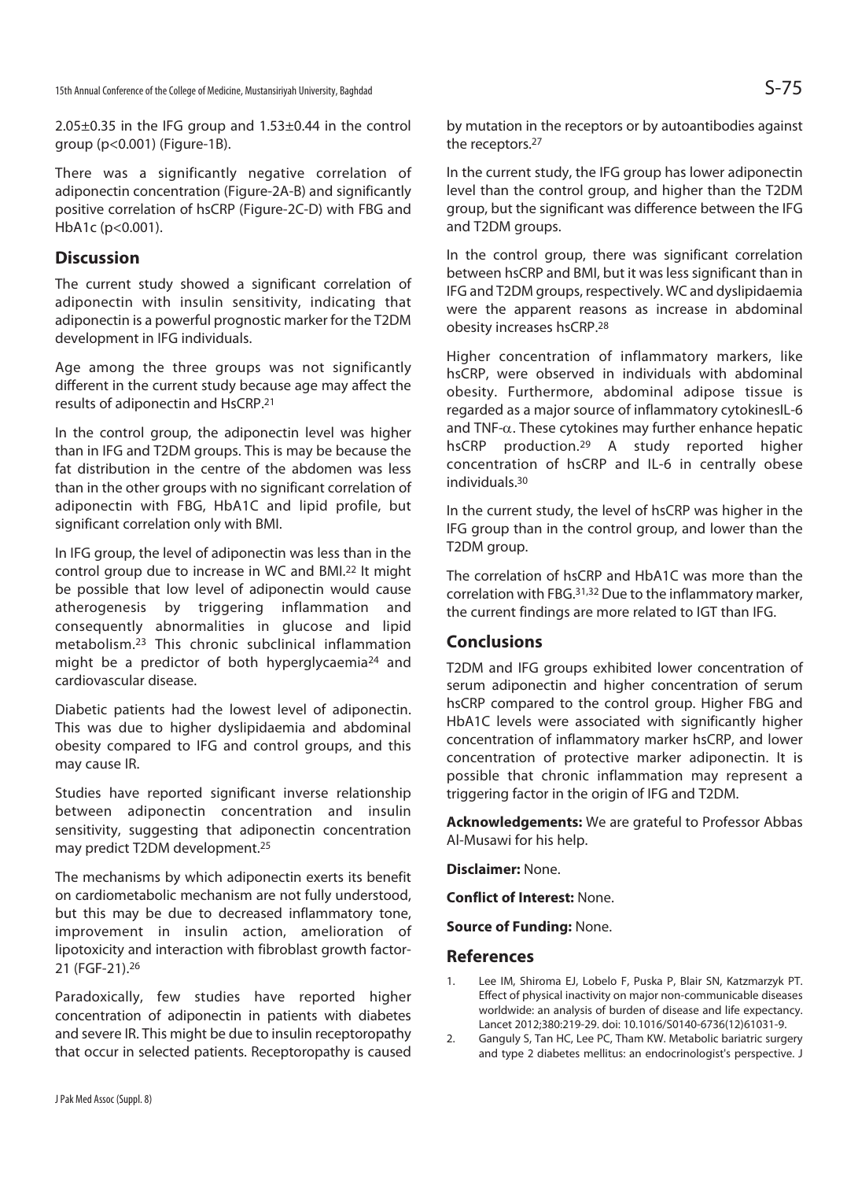2.05±0.35 in the IFG group and 1.53±0.44 in the control group ($p<0.001$) (Figure-1B).

There was a significantly negative correlation of adiponectin concentration (Figure-2A-B) and significantly positive correlation of hsCRP (Figure-2C-D) with FBG and HbA1c ($p<0.001$).

## Discussion

The current study showed a significant correlation of adiponectin with insulin sensitivity, indicating that adiponectin is a powerful prognostic marker for the T2DM development in IFG individuals.

Age among the three groups was not significantly different in the current study because age may affect the results of adiponectin and HsCRP.[21]

In the control group, the adiponectin level was higher than in IFG and T2DM groups. This is may be because the fat distribution in the centre of the abdomen was less than in the other groups with no significant correlation of adiponectin with FBG, HbA1C and lipid profile, but significant correlation only with BMI.

In IFG group, the level of adiponectin was less than in the control group due to increase in WC and BMI.[22] It might be possible that low level of adiponectin would cause atherogenesis by triggering inflammation and consequently abnormalities in glucose and lipid metabolism.[23] This chronic subclinical inflammation might be a predictor of both hyperglycaemia[24] and cardiovascular disease.

Diabetic patients had the lowest level of adiponectin. This was due to higher dyslipidaemia and abdominal obesity compared to IFG and control groups, and this may cause IR.

Studies have reported significant inverse relationship between adiponectin concentration and insulin sensitivity, suggesting that adiponectin concentration may predict T2DM development.[25]

The mechanisms by which adiponectin exerts its benefit on cardiometabolic mechanism are not fully understood, but this may be due to decreased inflammatory tone, improvement in insulin action, amelioration of lipotoxicity and interaction with fibroblast growth factor-21 (FGF-21).[26]

Paradoxically, few studies have reported higher concentration of adiponectin in patients with diabetes and severe IR. This might be due to insulin receptoropathy that occur in selected patients. Receptoropathy is caused by mutation in the receptors or by autoantibodies against the receptors.[27]

In the current study, the IFG group has lower adiponectin level than the control group, and higher than the T2DM group, but the significant was difference between the IFG and T2DM groups.

In the control group, there was significant correlation between hsCRP and BMI, but it was less significant than in IFG and T2DM groups, respectively. WC and dyslipidaemia were the apparent reasons as increase in abdominal obesity increases hsCRP.[28]

Higher concentration of inflammatory markers, like hsCRP, were observed in individuals with abdominal obesity. Furthermore, abdominal adipose tissue is regarded as a major source of inflammatory cytokinesIL-6 and TNF-$\alpha$. These cytokines may further enhance hepatic hsCRP production.[29] A study reported higher concentration of hsCRP and IL-6 in centrally obese individuals.[30]

In the current study, the level of hsCRP was higher in the IFG group than in the control group, and lower than the T2DM group.

The correlation of hsCRP and HbA1C was more than the correlation with FBG.[31,32] Due to the inflammatory marker, the current findings are more related to IGT than IFG.

## Conclusions

T2DM and IFG groups exhibited lower concentration of serum adiponectin and higher concentration of serum hsCRP compared to the control group. Higher FBG and HbA1C levels were associated with significantly higher concentration of inflammatory marker hsCRP, and lower concentration of protective marker adiponectin. It is possible that chronic inflammation may represent a triggering factor in the origin of IFG and T2DM.

**Acknowledgements:** We are grateful to Professor Abbas Al-Musawi for his help.

**Disclaimer:** None.

**Conflict of Interest:** None.

**Source of Funding:** None.

## References

1. Lee IM, Shiroma EJ, Lobelo F, Puska P, Blair SN, Katzmarzyk PT. Effect of physical inactivity on major non-communicable diseases worldwide: an analysis of burden of disease and life expectancy. Lancet 2012;380:219-29. doi: 10.1016/S0140-6736(12)61031-9.
2. Ganguly S, Tan HC, Lee PC, Tham KW. Metabolic bariatric surgery and type 2 diabetes mellitus: an endocrinologist's perspective. J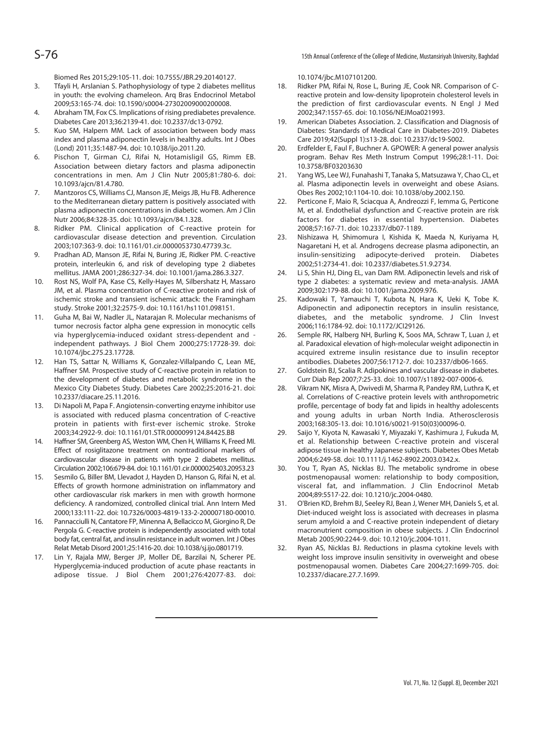Biomed Res 2015;29:105-11. doi: 10.7555/JBR.29.20140127.

3. Tfayli H, Arslanian S. Pathophysiology of type 2 diabetes mellitus in youth: the evolving chameleon. Arq Bras Endocrinol Metabol 2009;53:165-74. doi: 10.1590/s0004-27302009000200008.
4. Abraham TM, Fox CS. Implications of rising prediabetes prevalence. Diabetes Care 2013;36:2139-41. doi: 10.2337/dc13-0792.
5. Kuo SM, Halpern MM. Lack of association between body mass index and plasma adiponectin levels in healthy adults. Int J Obes (Lond) 2011;35:1487-94. doi: 10.1038/ijo.2011.20.
6. Pischon T, Girman CJ, Rifai N, Hotamisligil GS, Rimm EB. Association between dietary factors and plasma adiponectin concentrations in men. Am J Clin Nutr 2005;81:780-6. doi: 10.1093/ajcn/81.4.780.
7. Mantzoros CS, Williams CJ, Manson JE, Meigs JB, Hu FB. Adherence to the Mediterranean dietary pattern is positively associated with plasma adiponectin concentrations in diabetic women. Am J Clin Nutr 2006;84:328-35. doi: 10.1093/ajcn/84.1.328.
8. Ridker PM. Clinical application of C-reactive protein for cardiovascular disease detection and prevention. Circulation 2003;107:363-9. doi: 10.1161/01.cir.0000053730.47739.3c.
9. Pradhan AD, Manson JE, Rifai N, Buring JE, Ridker PM. C-reactive protein, interleukin 6, and risk of developing type 2 diabetes mellitus. JAMA 2001;286:327-34. doi: 10.1001/jama.286.3.327.
10. Rost NS, Wolf PA, Kase CS, Kelly-Hayes M, Silbershatz H, Massaro JM, et al. Plasma concentration of C-reactive protein and risk of ischemic stroke and transient ischemic attack: the Framingham study. Stroke 2001;32:2575-9. doi: 10.1161/hs1101.098151.
11. Guha M, Bai W, Nadler JL, Natarajan R. Molecular mechanisms of tumor necrosis factor alpha gene expression in monocytic cells via hyperglycemia-induced oxidant stress-dependent and -independent pathways. J Biol Chem 2000;275:17728-39. doi: 10.1074/jbc.275.23.17728.
12. Han TS, Sattar N, Williams K, Gonzalez-Villalpando C, Lean ME, Haffner SM. Prospective study of C-reactive protein in relation to the development of diabetes and metabolic syndrome in the Mexico City Diabetes Study. Diabetes Care 2002;25:2016-21. doi: 10.2337/diacare.25.11.2016.
13. Di Napoli M, Papa F. Angiotensin-converting enzyme inhibitor use is associated with reduced plasma concentration of C-reactive protein in patients with first-ever ischemic stroke. Stroke 2003;34:2922-9. doi: 10.1161/01.STR.0000099124.84425.BB
14. Haffner SM, Greenberg AS, Weston WM, Chen H, Williams K, Freed MI. Effect of rosiglitazone treatment on nontraditional markers of cardiovascular disease in patients with type 2 diabetes mellitus. Circulation 2002;106:679-84. doi: 10.1161/01.cir.0000025403.20953.23
15. Sesmilo G, Biller BM, Llevadot J, Hayden D, Hanson G, Rifai N, et al. Effects of growth hormone administration on inflammatory and other cardiovascular risk markers in men with growth hormone deficiency. A randomized, controlled clinical trial. Ann Intern Med 2000;133:111-22. doi: 10.7326/0003-4819-133-2-200007180-00010.
16. Pannacciulli N, Cantatore FP, Minenna A, Bellacicco M, Giorgino R, De Pergola G. C-reactive protein is independently associated with total body fat, central fat, and insulin resistance in adult women. Int J Obes Relat Metab Disord 2001;25:1416-20. doi: 10.1038/sj.ijo.0801719.
17. Lin Y, Rajala MW, Berger JP, Moller DE, Barzilai N, Scherer PE. Hyperglycemia-induced production of acute phase reactants in adipose tissue. J Biol Chem 2001;276:42077-83. doi: 10.1074/jbc.M107101200.
18. Ridker PM, Rifai N, Rose L, Buring JE, Cook NR. Comparison of C-reactive protein and low-density lipoprotein cholesterol levels in the prediction of first cardiovascular events. N Engl J Med 2002;347:1557-65. doi: 10.1056/NEJMoa021993.
19. American Diabetes Association. 2. Classification and Diagnosis of Diabetes: Standards of Medical Care in Diabetes-2019. Diabetes Care 2019;42(Suppl 1):s13-28. doi: 10.2337/dc19-S002.
20. Erdfelder E, Faul F, Buchner A. GPOWER: A general power analysis program. Behav Res Meth Instrum Comput 1996;28:1-11. Doi: 10.3758/BF03203630
21. Yang WS, Lee WJ, Funahashi T, Tanaka S, Matsuzawa Y, Chao CL, et al. Plasma adiponectin levels in overweight and obese Asians. Obes Res 2002;10:1104-10. doi: 10.1038/oby.2002.150.
22. Perticone F, Maio R, Sciacqua A, Andreozzi F, Iemma G, Perticone M, et al. Endothelial dysfunction and C-reactive protein are risk factors for diabetes in essential hypertension. Diabetes 2008;57:167-71. doi: 10.2337/db07-1189.
23. Nishizawa H, Shimomura I, Kishida K, Maeda N, Kuriyama H, Nagaretani H, et al. Androgens decrease plasma adiponectin, an insulin-sensitizing adipocyte-derived protein. Diabetes 2002;51:2734-41. doi: 10.2337/diabetes.51.9.2734.
24. Li S, Shin HJ, Ding EL, van Dam RM. Adiponectin levels and risk of type 2 diabetes: a systematic review and meta-analysis. JAMA 2009;302:179-88. doi: 10.1001/jama.2009.976.
25. Kadowaki T, Yamauchi T, Kubota N, Hara K, Ueki K, Tobe K. Adiponectin and adiponectin receptors in insulin resistance, diabetes, and the metabolic syndrome. J Clin Invest 2006;116:1784-92. doi: 10.1172/JCI29126.
26. Semple RK, Halberg NH, Burling K, Soos MA, Schraw T, Luan J, et al. Paradoxical elevation of high-molecular weight adiponectin in acquired extreme insulin resistance due to insulin receptor antibodies. Diabetes 2007;56:1712-7. doi: 10.2337/db06-1665.
27. Goldstein BJ, Scalia R. Adipokines and vascular disease in diabetes. Curr Diab Rep 2007;7:25-33. doi: 10.1007/s11892-007-0006-6.
28. Vikram NK, Misra A, Dwivedi M, Sharma R, Pandey RM, Luthra K, et al. Correlations of C-reactive protein levels with anthropometric profile, percentage of body fat and lipids in healthy adolescents and young adults in urban North India. Atherosclerosis 2003;168:305-13. doi: 10.1016/s0021-9150(03)00096-0.
29. Saijo Y, Kiyota N, Kawasaki Y, Miyazaki Y, Kashimura J, Fukuda M, et al. Relationship between C-reactive protein and visceral adipose tissue in healthy Japanese subjects. Diabetes Obes Metab 2004;6:249-58. doi: 10.1111/j.1462-8902.2003.0342.x.
30. You T, Ryan AS, Nicklas BJ. The metabolic syndrome in obese postmenopausal women: relationship to body composition, visceral fat, and inflammation. J Clin Endocrinol Metab 2004;89:5517-22. doi: 10.1210/jc.2004-0480.
31. O'Brien KD, Brehm BJ, Seeley RJ, Bean J, Wener MH, Daniels S, et al. Diet-induced weight loss is associated with decreases in plasma serum amyloid a and C-reactive protein independent of dietary macronutrient composition in obese subjects. J Clin Endocrinol Metab 2005;90:2244-9. doi: 10.1210/jc.2004-1011.
32. Ryan AS, Nicklas BJ. Reductions in plasma cytokine levels with weight loss improve insulin sensitivity in overweight and obese postmenopausal women. Diabetes Care 2004;27:1699-705. doi: 10.2337/diacare.27.7.1699.